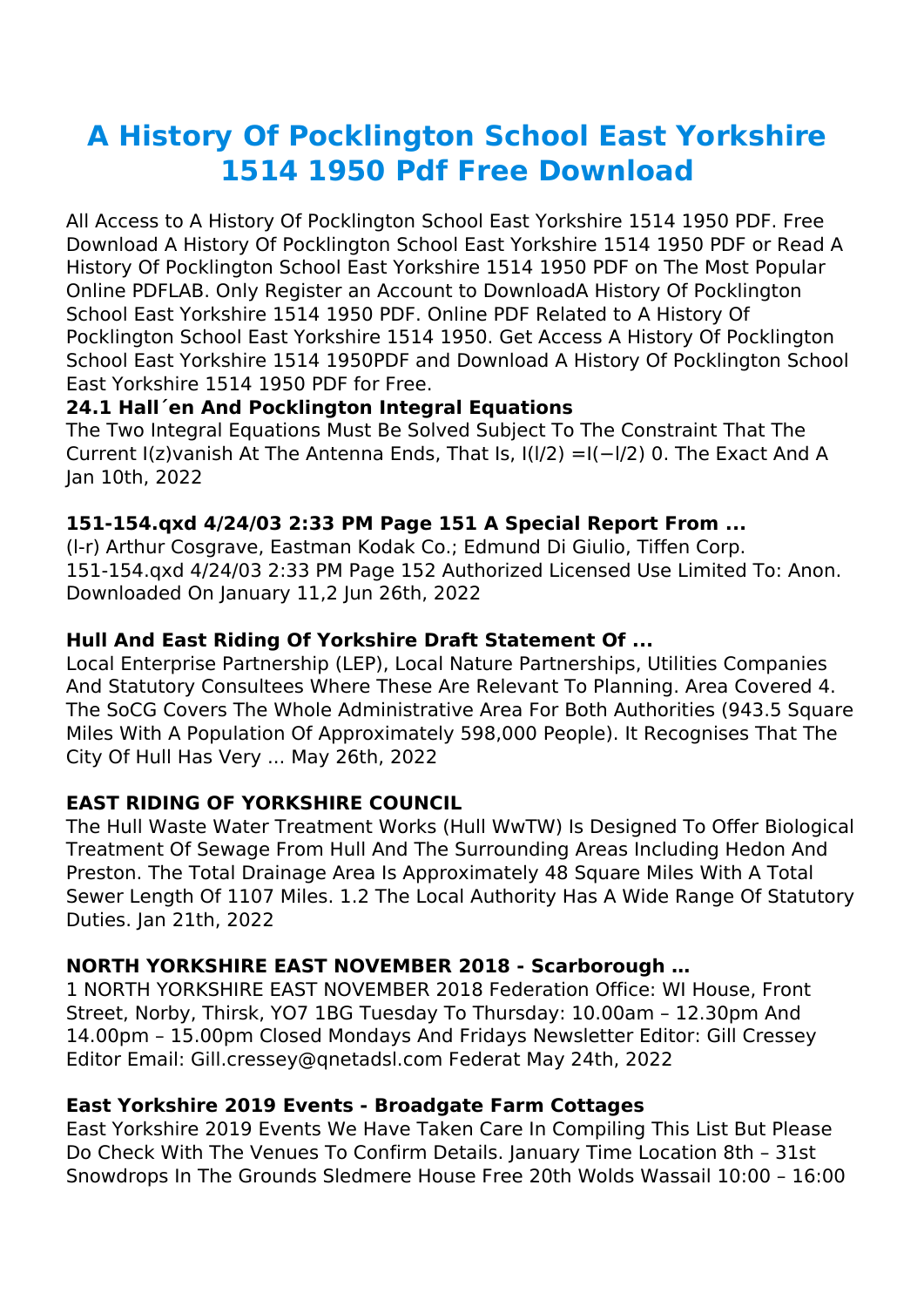# A History Of Pocklington School East Yorkshire 1514 1950 Pdf Free Download

All Access to A History Of Pocklington School East Yorkshire 1514 1950 PDF. Free Download A History Of Pocklington School East Yorkshire 1514 1950 PDF or Read A History Of Pocklington School East Yorkshire 1514 1950 PDF on The Most Popular Online PDFLAB. Only Register an Account to DownloadA History Of Pocklington School East Yorkshire 1514 1950 PDF. Online PDF Related to A History Of Pocklington School East Yorkshire 1514 1950. Get Access A History Of Pocklington School East Yorkshire 1514 1950PDF and Download A History Of Pocklington School East Yorkshire 1514 1950 PDF for Free.

**24.1 Hall´en And Pocklington Integral Equations**

The Two Integral Equations Must Be Solved Subject To The Constraint That The Current $I(z)$vanish At The Antenna Ends, That Is, $I(l/2) = I(-l/2)$ 0. The Exact And A Jan 10th, 2022

**151-154.qxd 4/24/03 2:33 PM Page 151 A Special Report From ...**

(l-r) Arthur Cosgrave, Eastman Kodak Co.; Edmund Di Giulio, Tiffen Corp. 151-154.qxd 4/24/03 2:33 PM Page 152 Authorized Licensed Use Limited To: Anon. Downloaded On January 11,2 Jun 26th, 2022

**Hull And East Riding Of Yorkshire Draft Statement Of ...**

Local Enterprise Partnership (LEP), Local Nature Partnerships, Utilities Companies And Statutory Consultees Where These Are Relevant To Planning. Area Covered 4. The SoCG Covers The Whole Administrative Area For Both Authorities (943.5 Square Miles With A Population Of Approximately 598,000 People). It Recognises That The City Of Hull Has Very ... May 26th, 2022

**EAST RIDING OF YORKSHIRE COUNCIL**

The Hull Waste Water Treatment Works (Hull WwTW) Is Designed To Offer Biological Treatment Of Sewage From Hull And The Surrounding Areas Including Hedon And Preston. The Total Drainage Area Is Approximately 48 Square Miles With A Total Sewer Length Of 1107 Miles. 1.2 The Local Authority Has A Wide Range Of Statutory Duties. Jan 21th, 2022

**NORTH YORKSHIRE EAST NOVEMBER 2018 - Scarborough …**

1 NORTH YORKSHIRE EAST NOVEMBER 2018 Federation Office: WI House, Front Street, Norby, Thirsk, YO7 1BG Tuesday To Thursday: 10.00am – 12.30pm And 14.00pm – 15.00pm Closed Mondays And Fridays Newsletter Editor: Gill Cressey Editor Email: Gill.cressey@qnetadsl.com Federat May 24th, 2022

**East Yorkshire 2019 Events - Broadgate Farm Cottages**

East Yorkshire 2019 Events We Have Taken Care In Compiling This List But Please Do Check With The Venues To Confirm Details. January Time Location 8th – 31st Snowdrops In The Grounds Sledmere House Free 20th Wolds Wassail 10:00 – 16:00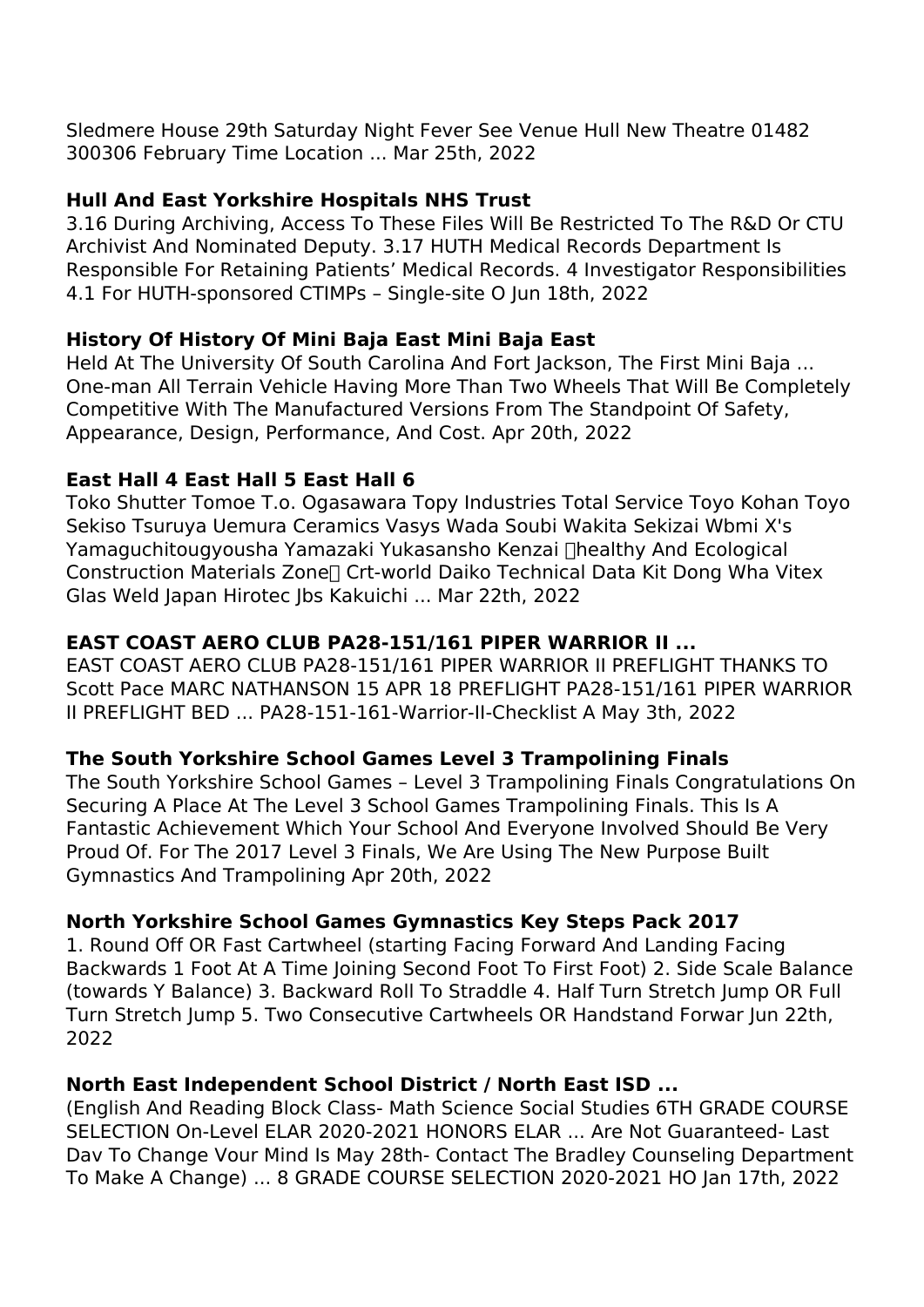Sledmere House 29th Saturday Night Fever See Venue Hull New Theatre 01482 300306 February Time Location ... Mar 25th, 2022

### Hull And East Yorkshire Hospitals NHS Trust

3.16 During Archiving, Access To These Files Will Be Restricted To The R&D Or CTU Archivist And Nominated Deputy. 3.17 HUTH Medical Records Department Is Responsible For Retaining Patients' Medical Records. 4 Investigator Responsibilities 4.1 For HUTH-sponsored CTIMPs – Single-site O Jun 18th, 2022

### History Of History Of Mini Baja East Mini Baja East

Held At The University Of South Carolina And Fort Jackson, The First Mini Baja ... One-man All Terrain Vehicle Having More Than Two Wheels That Will Be Completely Competitive With The Manufactured Versions From The Standpoint Of Safety, Appearance, Design, Performance, And Cost. Apr 20th, 2022

### East Hall 4 East Hall 5 East Hall 6

Toko Shutter Tomoe T.o. Ogasawara Topy Industries Total Service Toyo Kohan Toyo Sekiso Tsuruya Uemura Ceramics Vasys Wada Soubi Wakita Sekizai Wbmi X's Yamaguchitougyousha Yamazaki Yukasansho Kenzai 【healthy And Ecological Construction Materials Zone】 Crt-world Daiko Technical Data Kit Dong Wha Vitex Glas Weld Japan Hirotec Jbs Kakuichi ... Mar 22th, 2022

### EAST COAST AERO CLUB PA28-151/161 PIPER WARRIOR II ...

EAST COAST AERO CLUB PA28-151/161 PIPER WARRIOR II PREFLIGHT THANKS TO Scott Pace MARC NATHANSON 15 APR 18 PREFLIGHT PA28-151/161 PIPER WARRIOR II PREFLIGHT BED ... PA28-151-161-Warrior-II-Checklist A May 3th, 2022

### The South Yorkshire School Games Level 3 Trampolining Finals

The South Yorkshire School Games – Level 3 Trampolining Finals Congratulations On Securing A Place At The Level 3 School Games Trampolining Finals. This Is A Fantastic Achievement Which Your School And Everyone Involved Should Be Very Proud Of. For The 2017 Level 3 Finals, We Are Using The New Purpose Built Gymnastics And Trampolining Apr 20th, 2022

### North Yorkshire School Games Gymnastics Key Steps Pack 2017

1. Round Off OR Fast Cartwheel (starting Facing Forward And Landing Facing Backwards 1 Foot At A Time Joining Second Foot To First Foot) 2. Side Scale Balance (towards Y Balance) 3. Backward Roll To Straddle 4. Half Turn Stretch Jump OR Full Turn Stretch Jump 5. Two Consecutive Cartwheels OR Handstand Forwar Jun 22th, 2022

### North East Independent School District / North East ISD ...

(English And Reading Block Class- Math Science Social Studies 6TH GRADE COURSE SELECTION On-Level ELAR 2020-2021 HONORS ELAR ... Are Not Guaranteed- Last Dav To Change Vour Mind Is May 28th- Contact The Bradley Counseling Department To Make A Change) ... 8 GRADE COURSE SELECTION 2020-2021 HO Jan 17th, 2022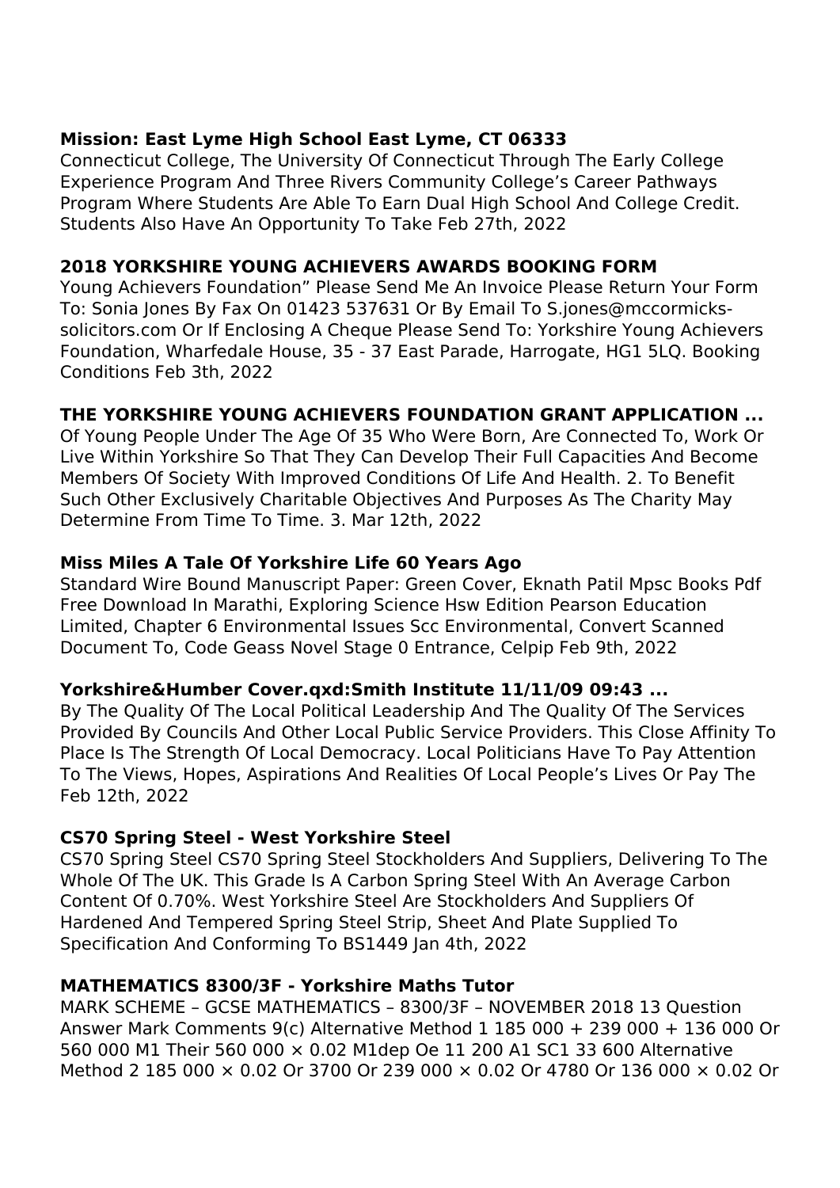### Mission: East Lyme High School East Lyme, CT 06333

Connecticut College, The University Of Connecticut Through The Early College Experience Program And Three Rivers Community College's Career Pathways Program Where Students Are Able To Earn Dual High School And College Credit. Students Also Have An Opportunity To Take Feb 27th, 2022

### 2018 YORKSHIRE YOUNG ACHIEVERS AWARDS BOOKING FORM

Young Achievers Foundation" Please Send Me An Invoice Please Return Your Form To: Sonia Jones By Fax On 01423 537631 Or By Email To S.jones@mccormicks-solicitors.com Or If Enclosing A Cheque Please Send To: Yorkshire Young Achievers Foundation, Wharfedale House, 35 - 37 East Parade, Harrogate, HG1 5LQ. Booking Conditions Feb 3th, 2022

### THE YORKSHIRE YOUNG ACHIEVERS FOUNDATION GRANT APPLICATION ...

Of Young People Under The Age Of 35 Who Were Born, Are Connected To, Work Or Live Within Yorkshire So That They Can Develop Their Full Capacities And Become Members Of Society With Improved Conditions Of Life And Health. 2. To Benefit Such Other Exclusively Charitable Objectives And Purposes As The Charity May Determine From Time To Time. 3. Mar 12th, 2022

### Miss Miles A Tale Of Yorkshire Life 60 Years Ago

Standard Wire Bound Manuscript Paper: Green Cover, Eknath Patil Mpsc Books Pdf Free Download In Marathi, Exploring Science Hsw Edition Pearson Education Limited, Chapter 6 Environmental Issues Scc Environmental, Convert Scanned Document To, Code Geass Novel Stage 0 Entrance, Celpip Feb 9th, 2022

### Yorkshire&Humber Cover.qxd:Smith Institute 11/11/09 09:43 ...

By The Quality Of The Local Political Leadership And The Quality Of The Services Provided By Councils And Other Local Public Service Providers. This Close Affinity To Place Is The Strength Of Local Democracy. Local Politicians Have To Pay Attention To The Views, Hopes, Aspirations And Realities Of Local People's Lives Or Pay The Feb 12th, 2022

### CS70 Spring Steel - West Yorkshire Steel

CS70 Spring Steel CS70 Spring Steel Stockholders And Suppliers, Delivering To The Whole Of The UK. This Grade Is A Carbon Spring Steel With An Average Carbon Content Of 0.70%. West Yorkshire Steel Are Stockholders And Suppliers Of Hardened And Tempered Spring Steel Strip, Sheet And Plate Supplied To Specification And Conforming To BS1449 Jan 4th, 2022

### MATHEMATICS 8300/3F - Yorkshire Maths Tutor

MARK SCHEME – GCSE MATHEMATICS – 8300/3F – NOVEMBER 2018 13 Question Answer Mark Comments 9(c) Alternative Method 1 185 000 + 239 000 + 136 000 Or 560 000 M1 Their 560 000 × 0.02 M1dep Oe 11 200 A1 SC1 33 600 Alternative Method 2 185 000 × 0.02 Or 3700 Or 239 000 × 0.02 Or 4780 Or 136 000 × 0.02 Or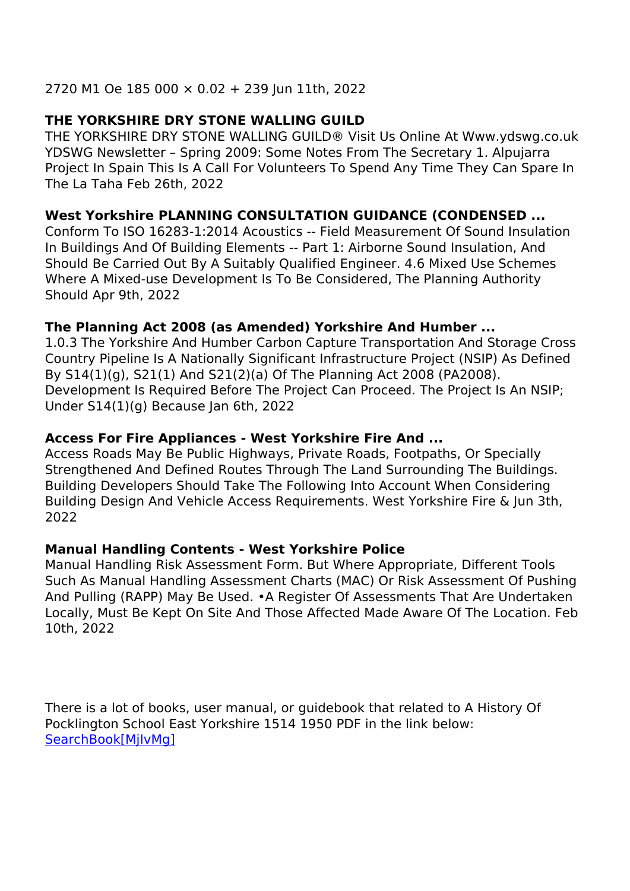2720 M1 Oe 185 000 × 0.02 + 239 Jun 11th, 2022

**THE YORKSHIRE DRY STONE WALLING GUILD**

THE YORKSHIRE DRY STONE WALLING GUILD® Visit Us Online At Www.ydswg.co.uk YDSWG Newsletter – Spring 2009: Some Notes From The Secretary 1. Alpujarra Project In Spain This Is A Call For Volunteers To Spend Any Time They Can Spare In The La Taha Feb 26th, 2022

**West Yorkshire PLANNING CONSULTATION GUIDANCE (CONDENSED ...**

Conform To ISO 16283-1:2014 Acoustics -- Field Measurement Of Sound Insulation In Buildings And Of Building Elements -- Part 1: Airborne Sound Insulation, And Should Be Carried Out By A Suitably Qualified Engineer. 4.6 Mixed Use Schemes Where A Mixed-use Development Is To Be Considered, The Planning Authority Should Apr 9th, 2022

**The Planning Act 2008 (as Amended) Yorkshire And Humber ...**

1.0.3 The Yorkshire And Humber Carbon Capture Transportation And Storage Cross Country Pipeline Is A Nationally Significant Infrastructure Project (NSIP) As Defined By S14(1)(g), S21(1) And S21(2)(a) Of The Planning Act 2008 (PA2008). Development Is Required Before The Project Can Proceed. The Project Is An NSIP; Under S14(1)(g) Because Jan 6th, 2022

**Access For Fire Appliances - West Yorkshire Fire And ...**

Access Roads May Be Public Highways, Private Roads, Footpaths, Or Specially Strengthened And Defined Routes Through The Land Surrounding The Buildings. Building Developers Should Take The Following Into Account When Considering Building Design And Vehicle Access Requirements. West Yorkshire Fire & Jun 3th, 2022

**Manual Handling Contents - West Yorkshire Police**

Manual Handling Risk Assessment Form. But Where Appropriate, Different Tools Such As Manual Handling Assessment Charts (MAC) Or Risk Assessment Of Pushing And Pulling (RAPP) May Be Used. •A Register Of Assessments That Are Undertaken Locally, Must Be Kept On Site And Those Affected Made Aware Of The Location. Feb 10th, 2022

There is a lot of books, user manual, or guidebook that related to A History Of Pocklington School East Yorkshire 1514 1950 PDF in the link below:
SearchBook[MjIvMg]